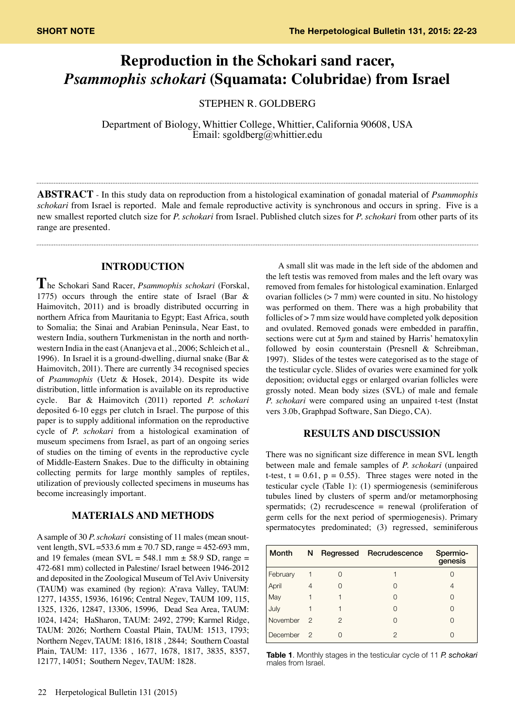SHORT NOTE

# Reproduction in the Schokari sand racer, *Psammophis schokari* (Squamata: Colubridae) from Israel

STEPHEN R. GOLDBERG

Department of Biology, Whittier College, Whittier, California 90608, USA
Email: sgoldberg@whittier.edu

**ABSTRACT** - In this study data on reproduction from a histological examination of gonadal material of *Psammophis schokari* from Israel is reported. Male and female reproductive activity is synchronous and occurs in spring. Five is a new smallest reported clutch size for *P. schokari* from Israel. Published clutch sizes for *P. schokari* from other parts of its range are presented.

## INTRODUCTION

The Schokari Sand Racer, *Psammophis schokari* (Forskal, 1775) occurs through the entire state of Israel (Bar & Haimovitch, 2011) and is broadly distributed occurring in northern Africa from Mauritania to Egypt; East Africa, south to Somalia; the Sinai and Arabian Peninsula, Near East, to western India, southern Turkmenistan in the north and north-western India in the east (Ananjeva et al., 2006; Schleich et al., 1996). In Israel it is a ground-dwelling, diurnal snake (Bar & Haimovitch, 20l1). There are currently 34 recognised species of *Psammophis* (Uetz & Hosek, 2014). Despite its wide distribution, little information is available on its reproductive cycle. Bar & Haimovitch (2011) reported *P. schokari* deposited 6-10 eggs per clutch in Israel. The purpose of this paper is to supply additional information on the reproductive cycle of *P. schokari* from a histological examination of museum specimens from Israel, as part of an ongoing series of studies on the timing of events in the reproductive cycle of Middle-Eastern Snakes. Due to the difficulty in obtaining collecting permits for large monthly samples of reptiles, utilization of previously collected specimens in museums has become increasingly important.

## MATERIALS AND METHODS

A sample of 30 *P. schokari* consisting of 11 males (mean snout-vent length, SVL =533.6 mm ± 70.7 SD, range = 452-693 mm, and 19 females (mean SVL = 548.1 mm ± 58.9 SD, range = 472-681 mm) collected in Palestine/ Israel between 1946-2012 and deposited in the Zoological Museum of Tel Aviv University (TAUM) was examined (by region): A'rava Valley, TAUM: 1277, 14355, 15936, 16196; Central Negev, TAUM 109, 115, 1325, 1326, 12847, 13306, 15996, Dead Sea Area, TAUM: 1024, 1424; HaSharon, TAUM: 2492, 2799; Karmel Ridge, TAUM: 2026; Northern Coastal Plain, TAUM: 1513, 1793; Northern Negev, TAUM: 1816, 1818 , 2844; Southern Coastal Plain, TAUM: 117, 1336 , 1677, 1678, 1817, 3835, 8357, 12177, 14051; Southern Negev, TAUM: 1828.

A small slit was made in the left side of the abdomen and the left testis was removed from males and the left ovary was removed from females for histological examination. Enlarged ovarian follicles (> 7 mm) were counted in situ. No histology was performed on them. There was a high probability that follicles of > 7 mm size would have completed yolk deposition and ovulated. Removed gonads were embedded in paraffin, sections were cut at 5$\mu$m and stained by Harris' hematoxylin followed by eosin counterstain (Presnell & Schreibman, 1997). Slides of the testes were categorised as to the stage of the testicular cycle. Slides of ovaries were examined for yolk deposition; oviductal eggs or enlarged ovarian follicles were grossly noted. Mean body sizes (SVL) of male and female *P. schokari* were compared using an unpaired t-test (Instat vers 3.0b, Graphpad Software, San Diego, CA).

## RESULTS AND DISCUSSION

There was no significant size difference in mean SVL length between male and female samples of *P. schokari* (unpaired t-test, $t = 0.61$, $p = 0.55$). Three stages were noted in the testicular cycle (Table 1): (1) spermiogenesis (seminiferous tubules lined by clusters of sperm and/or metamorphosing spermatids; (2) recrudescence = renewal (proliferation of germ cells for the next period of spermiogenesis). Primary spermatocytes predominated; (3) regressed, seminiferous

| Month | N | Regressed | Recrudescence | Spermiogenesis |
|---|---|---|---|---|
| February | 1 | 0 | 1 | 0 |
| April | 4 | 0 | 0 | 4 |
| May | 1 | 1 | 0 | 0 |
| July | 1 | 1 | 0 | 0 |
| November | 2 | 2 | 0 | 0 |
| December | 2 | 0 | 2 | 0 |

**Table 1**. Monthly stages in the testicular cycle of 11 *P. schokari* males from Israel.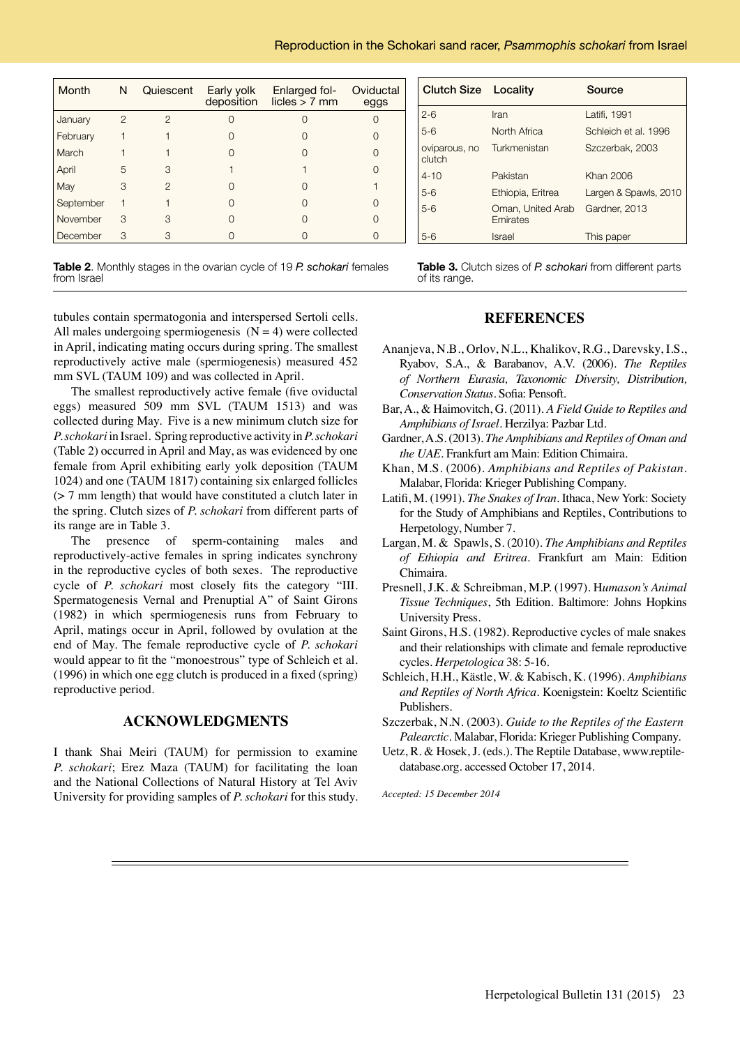| Month | N | Quiescent | Early yolk deposition | Enlarged follicles > 7 mm | Oviductal eggs |
|---|---|---|---|---|---|
| January | 2 | 2 | 0 | 0 | 0 |
| February | 1 | 1 | 0 | 0 | 0 |
| March | 1 | 1 | 0 | 0 | 0 |
| April | 5 | 3 | 1 | 1 | 0 |
| May | 3 | 2 | 0 | 0 | 1 |
| September | 1 | 1 | 0 | 0 | 0 |
| November | 3 | 3 | 0 | 0 | 0 |
| December | 3 | 3 | 0 | 0 | 0 |

**Table 2**. Monthly stages in the ovarian cycle of 19 *P. schokari* females from Israel

| Clutch Size | Locality | Source |
|---|---|---|
| 2-6 | Iran | Latifi, 1991 |
| 5-6 | North Africa | Schleich et al. 1996 |
| oviparous, no clutch | Turkmenistan | Szczerbak, 2003 |
| 4-10 | Pakistan | Khan 2006 |
| 5-6 | Ethiopia, Eritrea | Largen & Spawls, 2010 |
| 5-6 | Oman, United Arab Emirates | Gardner, 2013 |
| 5-6 | Israel | This paper |

**Table 3.** Clutch sizes of *P. schokari* from different parts of its range.

tubules contain spermatogonia and interspersed Sertoli cells. All males undergoing spermiogenesis (N = 4) were collected in April, indicating mating occurs during spring. The smallest reproductively active male (spermiogenesis) measured 452 mm SVL (TAUM 109) and was collected in April.

The smallest reproductively active female (five oviductal eggs) measured 509 mm SVL (TAUM 1513) and was collected during May. Five is a new minimum clutch size for *P. schokari* in Israel. Spring reproductive activity in *P. schokari* (Table 2) occurred in April and May, as was evidenced by one female from April exhibiting early yolk deposition (TAUM 1024) and one (TAUM 1817) containing six enlarged follicles (> 7 mm length) that would have constituted a clutch later in the spring. Clutch sizes of *P. schokari* from different parts of its range are in Table 3.

The presence of sperm-containing males and reproductively-active females in spring indicates synchrony in the reproductive cycles of both sexes. The reproductive cycle of *P. schokari* most closely fits the category "III. Spermatogenesis Vernal and Prenuptial A" of Saint Girons (1982) in which spermiogenesis runs from February to April, matings occur in April, followed by ovulation at the end of May. The female reproductive cycle of *P. schokari* would appear to fit the "monoestrous" type of Schleich et al. (1996) in which one egg clutch is produced in a fixed (spring) reproductive period.

## ACKNOWLEDGMENTS

I thank Shai Meiri (TAUM) for permission to examine *P. schokari*; Erez Maza (TAUM) for facilitating the loan and the National Collections of Natural History at Tel Aviv University for providing samples of *P. schokari* for this study.

## REFERENCES

Ananjeva, N.B., Orlov, N.L., Khalikov, R.G., Darevsky, I.S., Ryabov, S.A., & Barabanov, A.V. (2006). *The Reptiles of Northern Eurasia, Taxonomic Diversity, Distribution, Conservation Status*. Sofia: Pensoft.

Bar, A., & Haimovitch, G. (2011). *A Field Guide to Reptiles and Amphibians of Israel*. Herzilya: Pazbar Ltd.

Gardner, A.S. (2013). *The Amphibians and Reptiles of Oman and the UAE*. Frankfurt am Main: Edition Chimaira.

Khan, M.S. (2006). *Amphibians and Reptiles of Pakistan*. Malabar, Florida: Krieger Publishing Company.

Latifi, M. (1991). *The Snakes of Iran*. Ithaca, New York: Society for the Study of Amphibians and Reptiles, Contributions to Herpetology, Number 7.

Largan, M. & Spawls, S. (2010). *The Amphibians and Reptiles of Ethiopia and Eritrea*. Frankfurt am Main: Edition Chimaira.

Presnell, J.K. & Schreibman, M.P. (1997). H*umason's Animal Tissue Techniques*, 5th Edition. Baltimore: Johns Hopkins University Press.

Saint Girons, H.S. (1982). Reproductive cycles of male snakes and their relationships with climate and female reproductive cycles. *Herpetologica* 38: 5-16.

Schleich, H.H., Kästle, W. & Kabisch, K. (1996). *Amphibians and Reptiles of North Africa*. Koenigstein: Koeltz Scientific Publishers.

Szczerbak, N.N. (2003). *Guide to the Reptiles of the Eastern Palearctic*. Malabar, Florida: Krieger Publishing Company.

Uetz, R. & Hosek, J. (eds.). The Reptile Database, www.reptile-database.org. accessed October 17, 2014.

*Accepted: 15 December 2014*